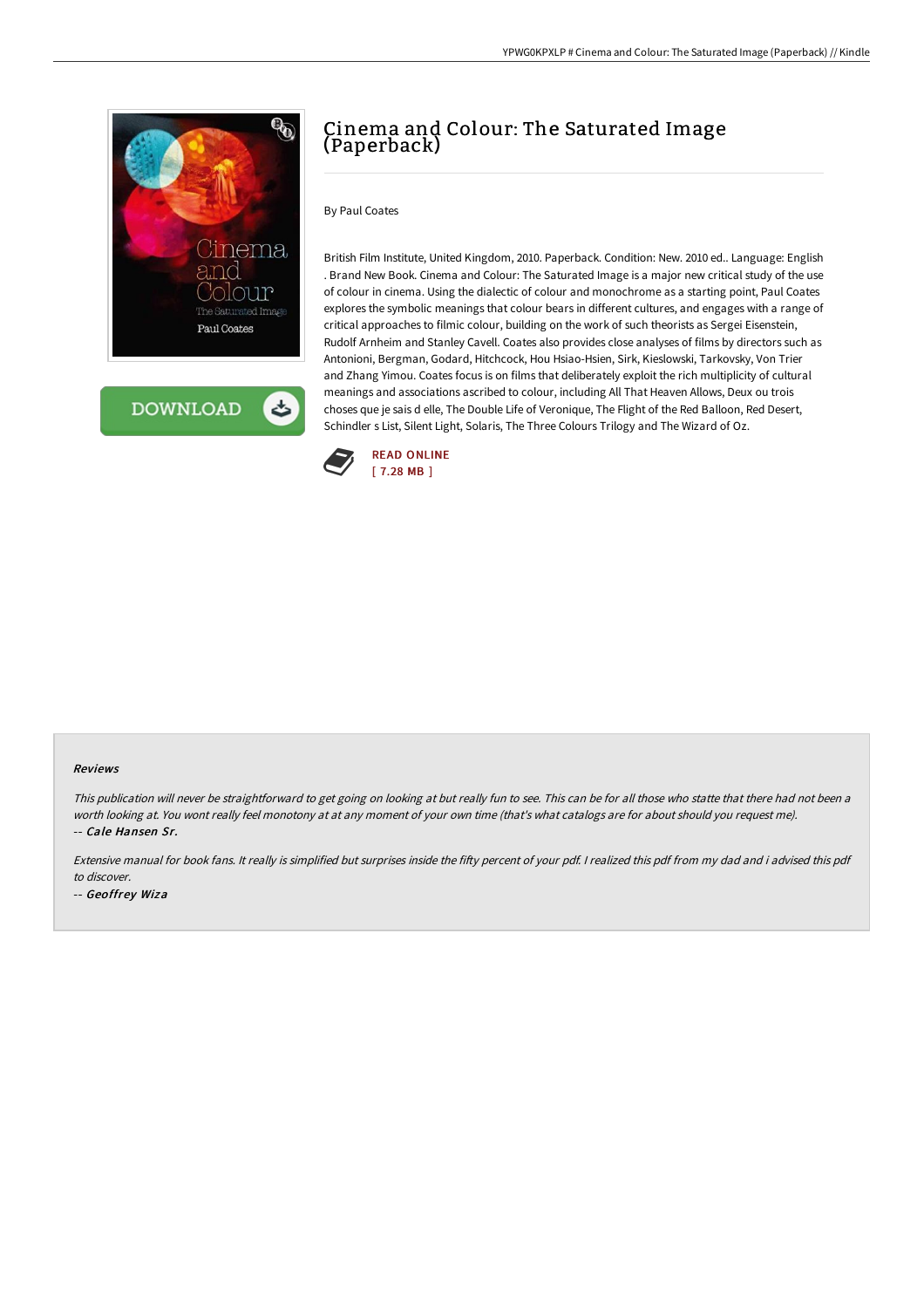# Cinema and Colour: The Saturated Image (Paperback)

By Paul Coates

British Film Institute, United Kingdom, 2010. Paperback. Condition: New. 2010 ed.. Language: English . Brand New Book. Cinema and Colour: The Saturated Image is a major new critical study of the use of colour in cinema. Using the dialectic of colour and monochrome as a starting point, Paul Coates explores the symbolic meanings that colour bears in different cultures, and engages with a range of critical approaches to filmic colour, building on the work of such theorists as Sergei Eisenstein, Rudolf Arnheim and Stanley Cavell. Coates also provides close analyses of films by directors such as Antonioni, Bergman, Godard, Hitchcock, Hou Hsiao-Hsien, Sirk, Kieslowski, Tarkovsky, Von Trier and Zhang Yimou. Coates focus is on films that deliberately exploit the rich multiplicity of cultural meanings and associations ascribed to colour, including All That Heaven Allows, Deux ou trois choses que je sais d elle, The Double Life of Veronique, The Flight of the Red Balloon, Red Desert, Schindler s List, Silent Light, Solaris, The Three Colours Trilogy and The Wizard of Oz.

READ ONLINE
[ 7.28 MB ]

### Reviews

*This publication will never be straightforward to get going on looking at but really fun to see. This can be for all those who statte that there had not been a worth looking at. You wont really feel monotony at at any moment of your own time (that's what catalogs are for about should you request me).*

-- ***Cale Hansen Sr.***

*Extensive manual for book fans. It really is simplified but surprises inside the fifty percent of your pdf. I realized this pdf from my dad and i advised this pdf to discover.*

-- ***Geoffrey Wiza***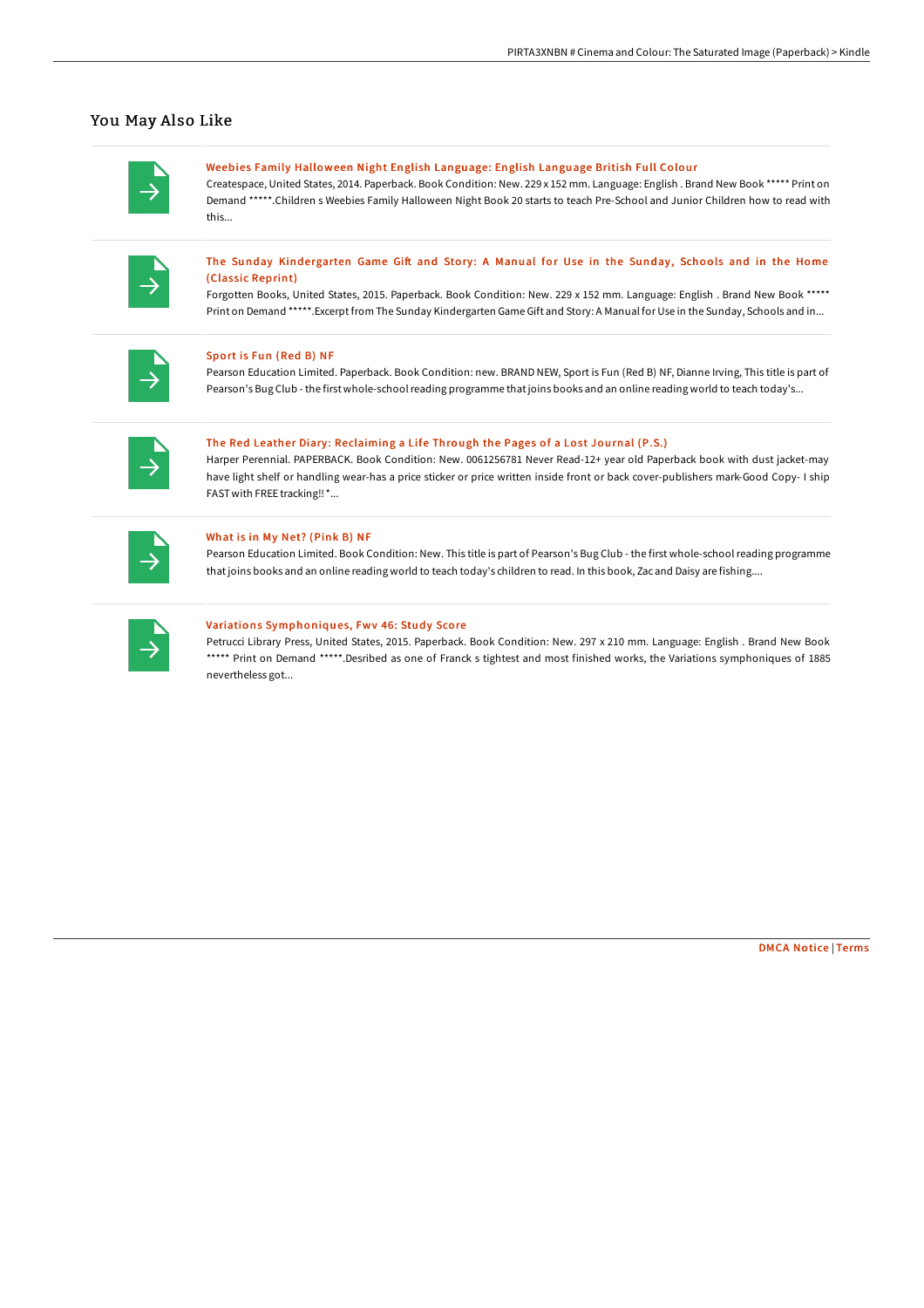## You May Also Like

### Weebies Family Halloween Night English Language: English Language British Full Colour

Createspace, United States, 2014. Paperback. Book Condition: New. 229 x 152 mm. Language: English . Brand New Book ***** Print on Demand *****.Children s Weebies Family Halloween Night Book 20 starts to teach Pre-School and Junior Children how to read with this...

### The Sunday Kindergarten Game Gift and Story: A Manual for Use in the Sunday, Schools and in the Home (Classic Reprint)

Forgotten Books, United States, 2015. Paperback. Book Condition: New. 229 x 152 mm. Language: English . Brand New Book ***** Print on Demand *****.Excerpt from The Sunday Kindergarten Game Gift and Story: A Manual for Use in the Sunday, Schools and in...

### Sport is Fun (Red B) NF

Pearson Education Limited. Paperback. Book Condition: new. BRAND NEW, Sport is Fun (Red B) NF, Dianne Irving, This title is part of Pearson's Bug Club - the first whole-school reading programme that joins books and an online reading world to teach today's...

### The Red Leather Diary: Reclaiming a Life Through the Pages of a Lost Journal (P.S.)

Harper Perennial. PAPERBACK. Book Condition: New. 0061256781 Never Read-12+ year old Paperback book with dust jacket-may have light shelf or handling wear-has a price sticker or price written inside front or back cover-publishers mark-Good Copy- I ship FAST with FREE tracking!! *...

### What is in My Net? (Pink B) NF

Pearson Education Limited. Book Condition: New. This title is part of Pearson's Bug Club - the first whole-school reading programme that joins books and an online reading world to teach today's children to read. In this book, Zac and Daisy are fishing....

### Variations Symphoniques, Fwv 46: Study Score

Petrucci Library Press, United States, 2015. Paperback. Book Condition: New. 297 x 210 mm. Language: English . Brand New Book ***** Print on Demand *****.Desribed as one of Franck s tightest and most finished works, the Variations symphoniques of 1885 nevertheless got...

DMCA Notice | Terms